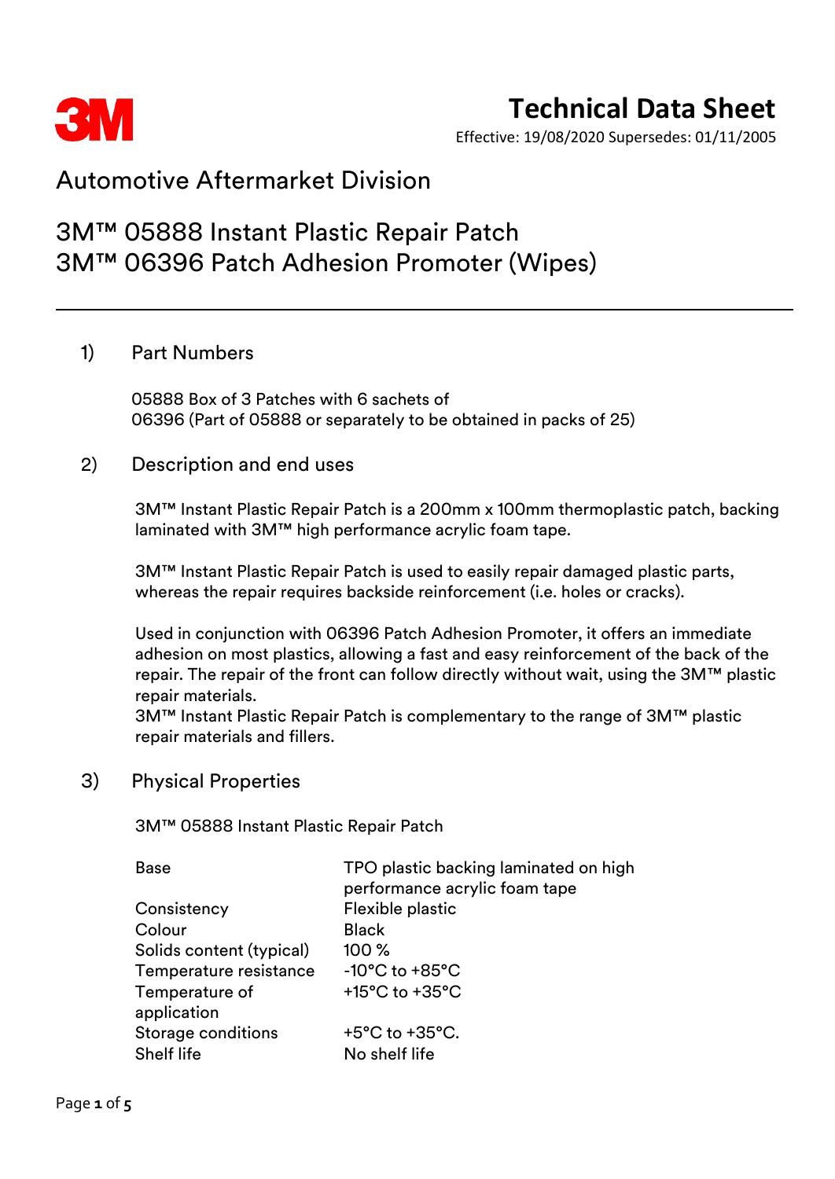# Technical Data Sheet

Effective: 19/08/2020 Supersedes: 01/11/2005

## Automotive Aftermarket Division

## 3M™ 05888 Instant Plastic Repair Patch
## 3M™ 06396 Patch Adhesion Promoter (Wipes)

---

### 1) Part Numbers

05888 Box of 3 Patches with 6 sachets of
06396 (Part of 05888 or separately to be obtained in packs of 25)

### 2) Description and end uses

3M™ Instant Plastic Repair Patch is a 200mm x 100mm thermoplastic patch, backing laminated with 3M™ high performance acrylic foam tape.

3M™ Instant Plastic Repair Patch is used to easily repair damaged plastic parts, whereas the repair requires backside reinforcement (i.e. holes or cracks).

Used in conjunction with 06396 Patch Adhesion Promoter, it offers an immediate adhesion on most plastics, allowing a fast and easy reinforcement of the back of the repair. The repair of the front can follow directly without wait, using the 3M™ plastic repair materials.
3M™ Instant Plastic Repair Patch is complementary to the range of 3M™ plastic repair materials and fillers.

### 3) Physical Properties

3M™ 05888 Instant Plastic Repair Patch

| | |
|---|---|
| Base | TPO plastic backing laminated on high performance acrylic foam tape |
| Consistency | Flexible plastic |
| Colour | Black |
| Solids content (typical) | 100 % |
| Temperature resistance | -10°C to +85°C |
| Temperature of application | +15°C to +35°C |
| Storage conditions | +5°C to +35°C. |
| Shelf life | No shelf life |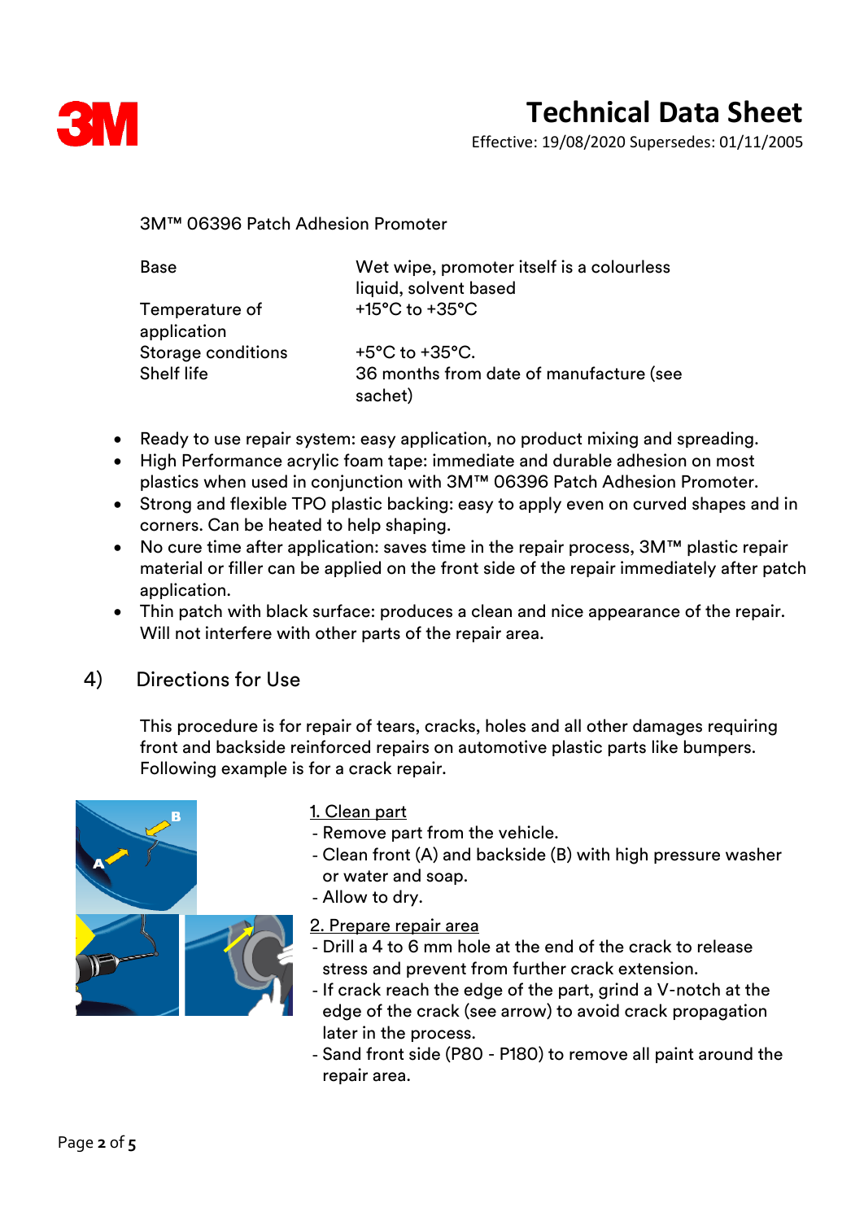3M™ 06396 Patch Adhesion Promoter

| | |
|---|---|
| Base | Wet wipe, promoter itself is a colourless liquid, solvent based |
| Temperature of application | +15°C to +35°C |
| Storage conditions | +5°C to +35°C. |
| Shelf life | 36 months from date of manufacture (see sachet) |

- Ready to use repair system: easy application, no product mixing and spreading.
- High Performance acrylic foam tape: immediate and durable adhesion on most plastics when used in conjunction with 3M™ 06396 Patch Adhesion Promoter.
- Strong and flexible TPO plastic backing: easy to apply even on curved shapes and in corners. Can be heated to help shaping.
- No cure time after application: saves time in the repair process, 3M™ plastic repair material or filler can be applied on the front side of the repair immediately after patch application.
- Thin patch with black surface: produces a clean and nice appearance of the repair. Will not interfere with other parts of the repair area.

## 4) Directions for Use

This procedure is for repair of tears, cracks, holes and all other damages requiring front and backside reinforced repairs on automotive plastic parts like bumpers. Following example is for a crack repair.

1. Clean part
- Remove part from the vehicle.
- Clean front (A) and backside (B) with high pressure washer or water and soap.
- Allow to dry.

2. Prepare repair area
- Drill a 4 to 6 mm hole at the end of the crack to release stress and prevent from further crack extension.
- If crack reach the edge of the part, grind a V-notch at the edge of the crack (see arrow) to avoid crack propagation later in the process.
- Sand front side (P80 - P180) to remove all paint around the repair area.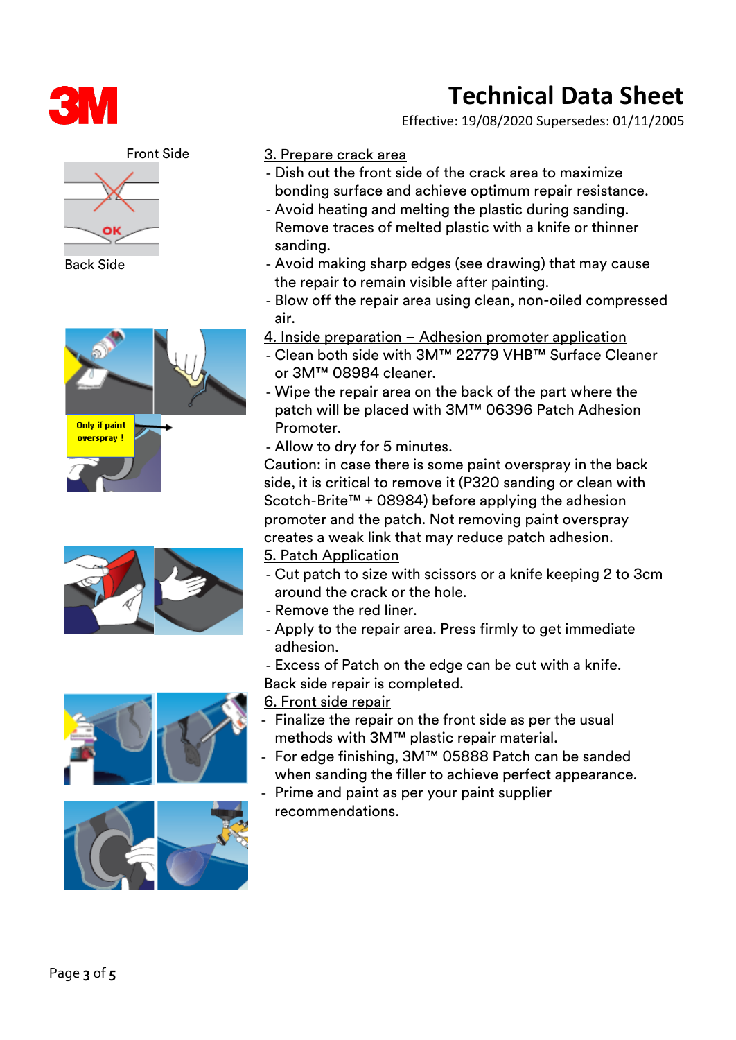# Technical Data Sheet

Effective: 19/08/2020 Supersedes: 01/11/2005

Front Side

OK

Back Side

Only if paint overspray !

### 3. Prepare crack area

- Dish out the front side of the crack area to maximize bonding surface and achieve optimum repair resistance.
- Avoid heating and melting the plastic during sanding. Remove traces of melted plastic with a knife or thinner sanding.
- Avoid making sharp edges (see drawing) that may cause the repair to remain visible after painting.
- Blow off the repair area using clean, non-oiled compressed air.

### 4. Inside preparation – Adhesion promoter application

- Clean both side with 3M™ 22779 VHB™ Surface Cleaner or 3M™ 08984 cleaner.
- Wipe the repair area on the back of the part where the patch will be placed with 3M™ 06396 Patch Adhesion Promoter.
- Allow to dry for 5 minutes.

Caution: in case there is some paint overspray in the back side, it is critical to remove it (P320 sanding or clean with Scotch-Brite™ + 08984) before applying the adhesion promoter and the patch. Not removing paint overspray creates a weak link that may reduce patch adhesion.

### 5. Patch Application

- Cut patch to size with scissors or a knife keeping 2 to 3cm around the crack or the hole.
- Remove the red liner.
- Apply to the repair area. Press firmly to get immediate adhesion.
- Excess of Patch on the edge can be cut with a knife.

Back side repair is completed.

### 6. Front side repair

- Finalize the repair on the front side as per the usual methods with 3M™ plastic repair material.
- For edge finishing, 3M™ 05888 Patch can be sanded when sanding the filler to achieve perfect appearance.
- Prime and paint as per your paint supplier recommendations.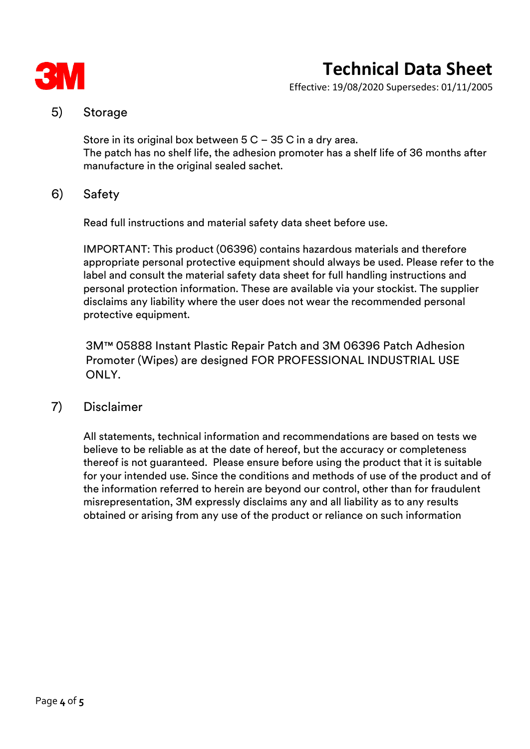## 5) Storage

Store in its original box between 5 C – 35 C in a dry area.
The patch has no shelf life, the adhesion promoter has a shelf life of 36 months after manufacture in the original sealed sachet.

## 6) Safety

Read full instructions and material safety data sheet before use.

IMPORTANT: This product (06396) contains hazardous materials and therefore appropriate personal protective equipment should always be used. Please refer to the label and consult the material safety data sheet for full handling instructions and personal protection information. These are available via your stockist. The supplier disclaims any liability where the user does not wear the recommended personal protective equipment.

3M™ 05888 Instant Plastic Repair Patch and 3M 06396 Patch Adhesion Promoter (Wipes) are designed FOR PROFESSIONAL INDUSTRIAL USE ONLY.

## 7) Disclaimer

All statements, technical information and recommendations are based on tests we believe to be reliable as at the date of hereof, but the accuracy or completeness thereof is not guaranteed. Please ensure before using the product that it is suitable for your intended use. Since the conditions and methods of use of the product and of the information referred to herein are beyond our control, other than for fraudulent misrepresentation, 3M expressly disclaims any and all liability as to any results obtained or arising from any use of the product or reliance on such information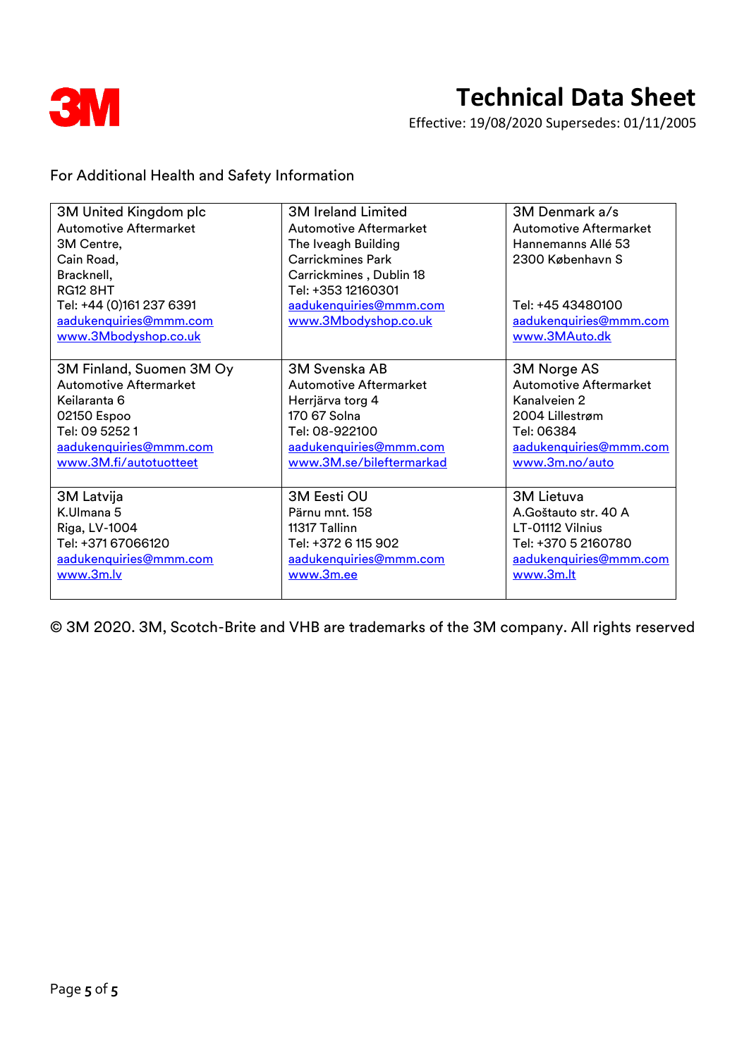# Technical Data Sheet

Effective: 19/08/2020 Supersedes: 01/11/2005

For Additional Health and Safety Information

| | | |
|---|---|---|
| 3M United Kingdom plc<br>Automotive Aftermarket<br>3M Centre,<br>Cain Road,<br>Bracknell,<br>RG12 8HT<br>Tel: +44 (0)161 237 6391<br>aadukenquiries@mmm.com<br>www.3Mbodyshop.co.uk | 3M Ireland Limited<br>Automotive Aftermarket<br>The Iveagh Building<br>Carrickmines Park<br>Carrickmines , Dublin 18<br>Tel: +353 12160301<br>aadukenquiries@mmm.com<br>www.3Mbodyshop.co.uk | 3M Denmark a/s<br>Automotive Aftermarket<br>Hannemanns Allé 53<br>2300 København S<br><br>Tel: +45 43480100<br>aadukenquiries@mmm.com<br>www.3MAuto.dk |
| 3M Finland, Suomen 3M Oy<br>Automotive Aftermarket<br>Keilaranta 6<br>02150 Espoo<br>Tel: 09 5252 1<br>aadukenquiries@mmm.com<br>www.3M.fi/autotuotteet | 3M Svenska AB<br>Automotive Aftermarket<br>Herrjärva torg 4<br>170 67 Solna<br>Tel: 08-922100<br>aadukenquiries@mmm.com<br>www.3M.se/bileftermarkad | 3M Norge AS<br>Automotive Aftermarket<br>Kanalveien 2<br>2004 Lillestrøm<br>Tel: 06384<br>aadukenquiries@mmm.com<br>www.3m.no/auto |
| 3M Latvija<br>K.Ulmana 5<br>Riga, LV-1004<br>Tel: +371 67066120<br>aadukenquiries@mmm.com<br>www.3m.lv | 3M Eesti OU<br>Pärnu mnt. 158<br>11317 Tallinn<br>Tel: +372 6 115 902<br>aadukenquiries@mmm.com<br>www.3m.ee | 3M Lietuva<br>A.Goštauto str. 40 A<br>LT-01112 Vilnius<br>Tel: +370 5 2160780<br>aadukenquiries@mmm.com<br>www.3m.lt |

© 3M 2020. 3M, Scotch-Brite and VHB are trademarks of the 3M company. All rights reserved